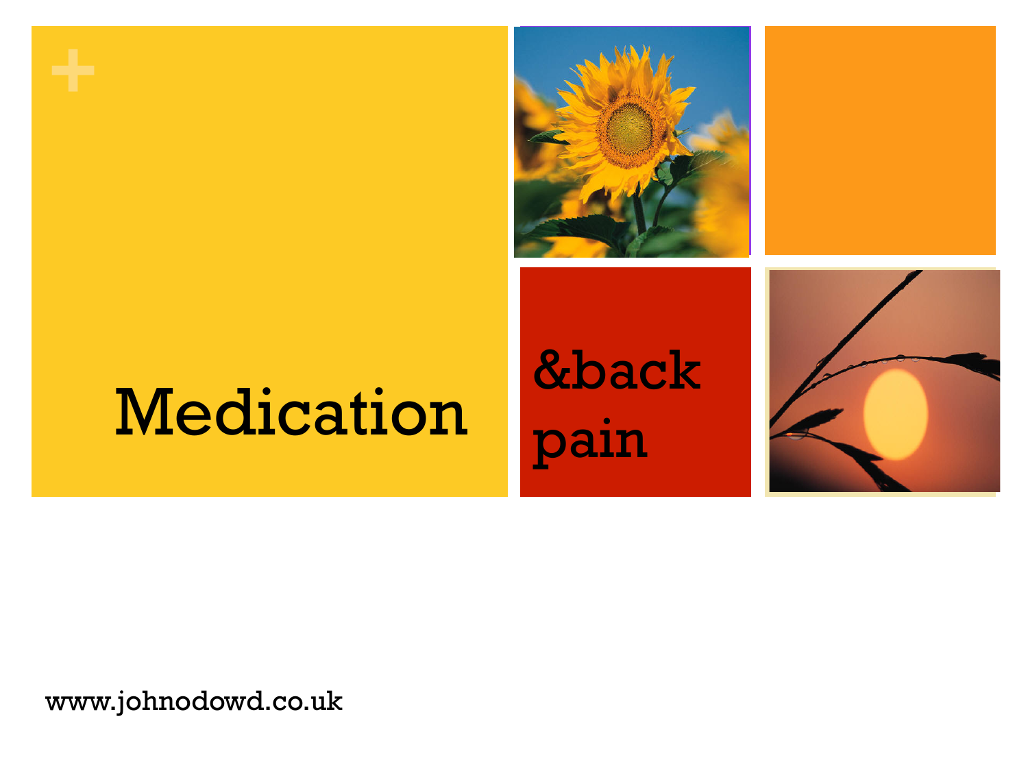# Medication &back pain

www.johnodowd.co.uk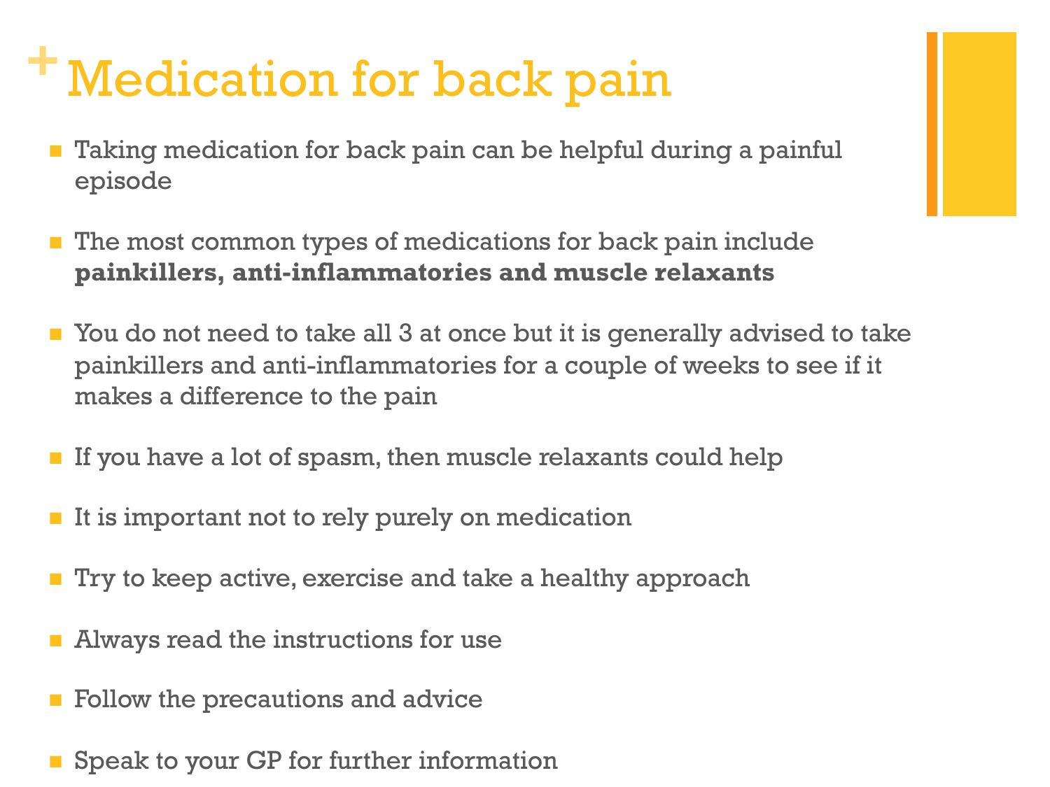# Medication for back pain

- Taking medication for back pain can be helpful during a painful episode
- The most common types of medications for back pain include **painkillers, anti-inflammatories and muscle relaxants**
- You do not need to take all 3 at once but it is generally advised to take painkillers and anti-inflammatories for a couple of weeks to see if it makes a difference to the pain
- If you have a lot of spasm, then muscle relaxants could help
- It is important not to rely purely on medication
- Try to keep active, exercise and take a healthy approach
- Always read the instructions for use
- Follow the precautions and advice
- Speak to your GP for further information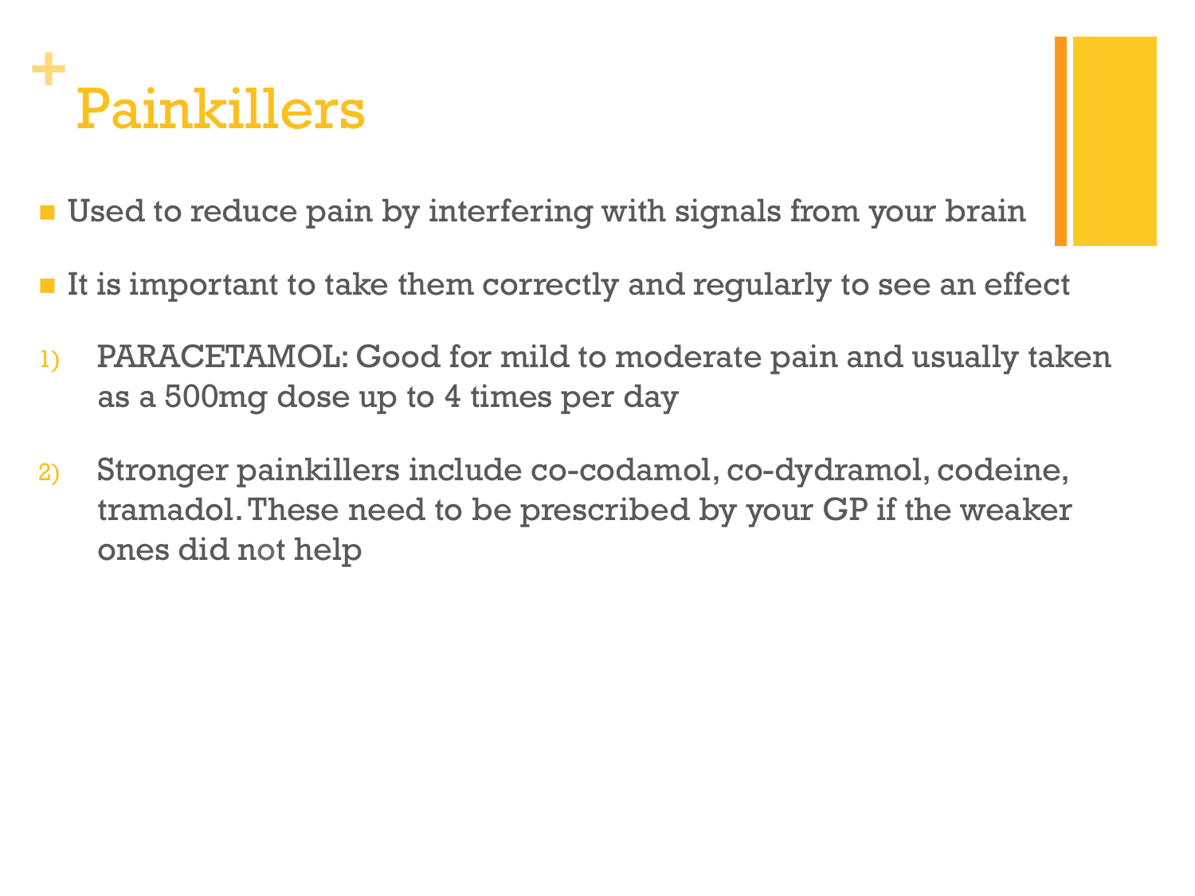# Painkillers

- Used to reduce pain by interfering with signals from your brain
- It is important to take them correctly and regularly to see an effect

1) PARACETAMOL: Good for mild to moderate pain and usually taken as a 500mg dose up to 4 times per day
2) Stronger painkillers include co-codamol, co-dydramol, codeine, tramadol. These need to be prescribed by your GP if the weaker ones did not help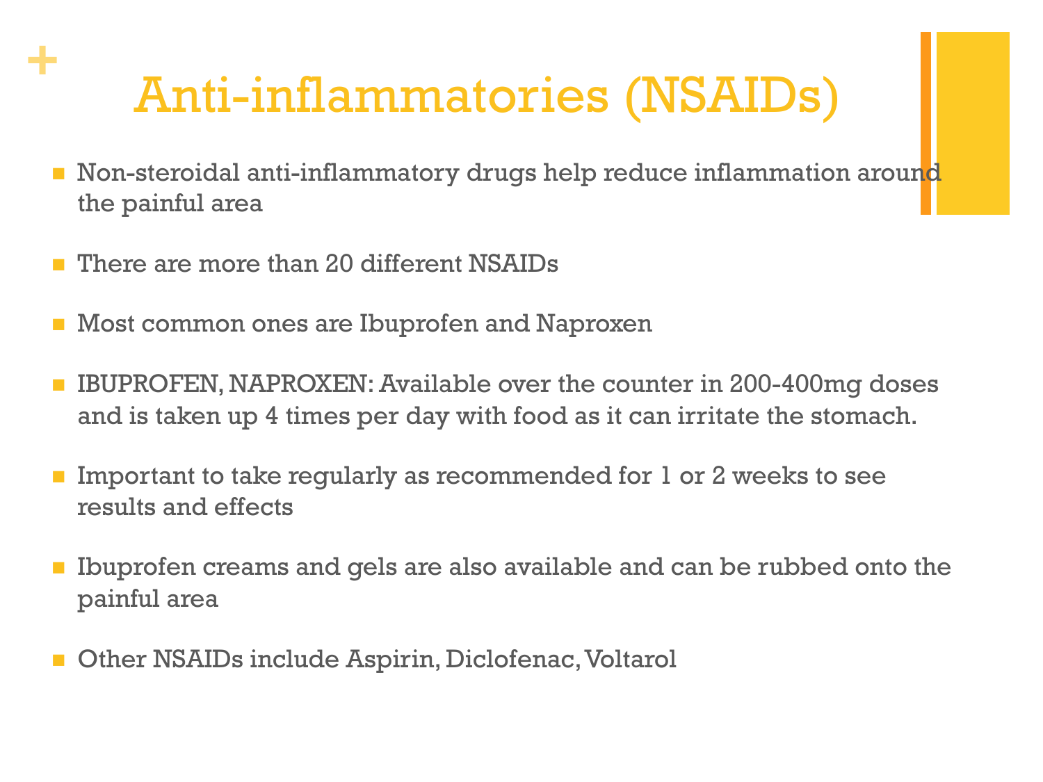# Anti-inflammatories (NSAIDs)

- Non-steroidal anti-inflammatory drugs help reduce inflammation around the painful area
- There are more than 20 different NSAIDs
- Most common ones are Ibuprofen and Naproxen
- IBUPROFEN, NAPROXEN: Available over the counter in 200-400mg doses and is taken up 4 times per day with food as it can irritate the stomach.
- Important to take regularly as recommended for 1 or 2 weeks to see results and effects
- Ibuprofen creams and gels are also available and can be rubbed onto the painful area
- Other NSAIDs include Aspirin, Diclofenac, Voltarol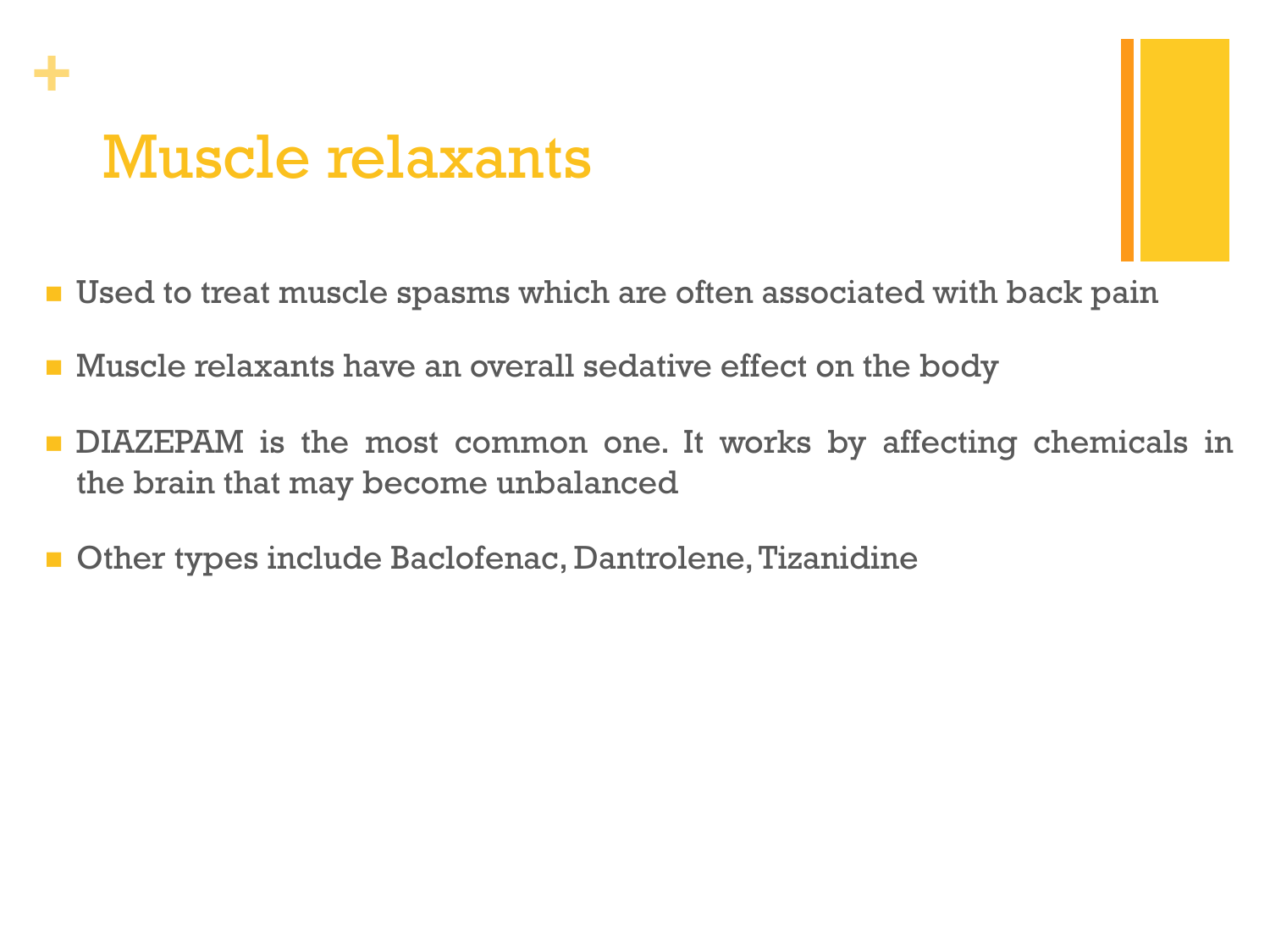# Muscle relaxants

- Used to treat muscle spasms which are often associated with back pain
- Muscle relaxants have an overall sedative effect on the body
- DIAZEPAM is the most common one. It works by affecting chemicals in the brain that may become unbalanced
- Other types include Baclofenac, Dantrolene, Tizanidine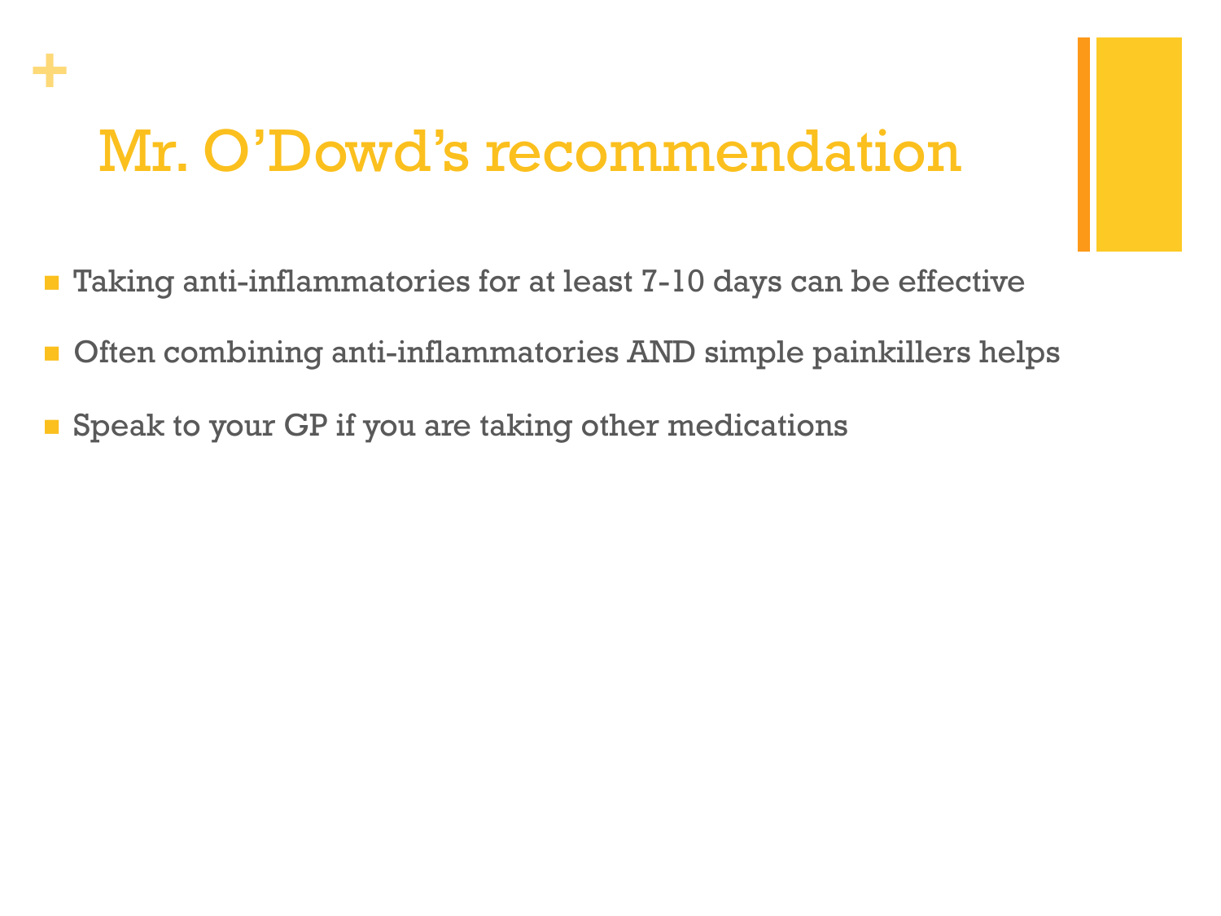# Mr. O'Dowd's recommendation

- Taking anti-inflammatories for at least 7-10 days can be effective
- Often combining anti-inflammatories AND simple painkillers helps
- Speak to your GP if you are taking other medications